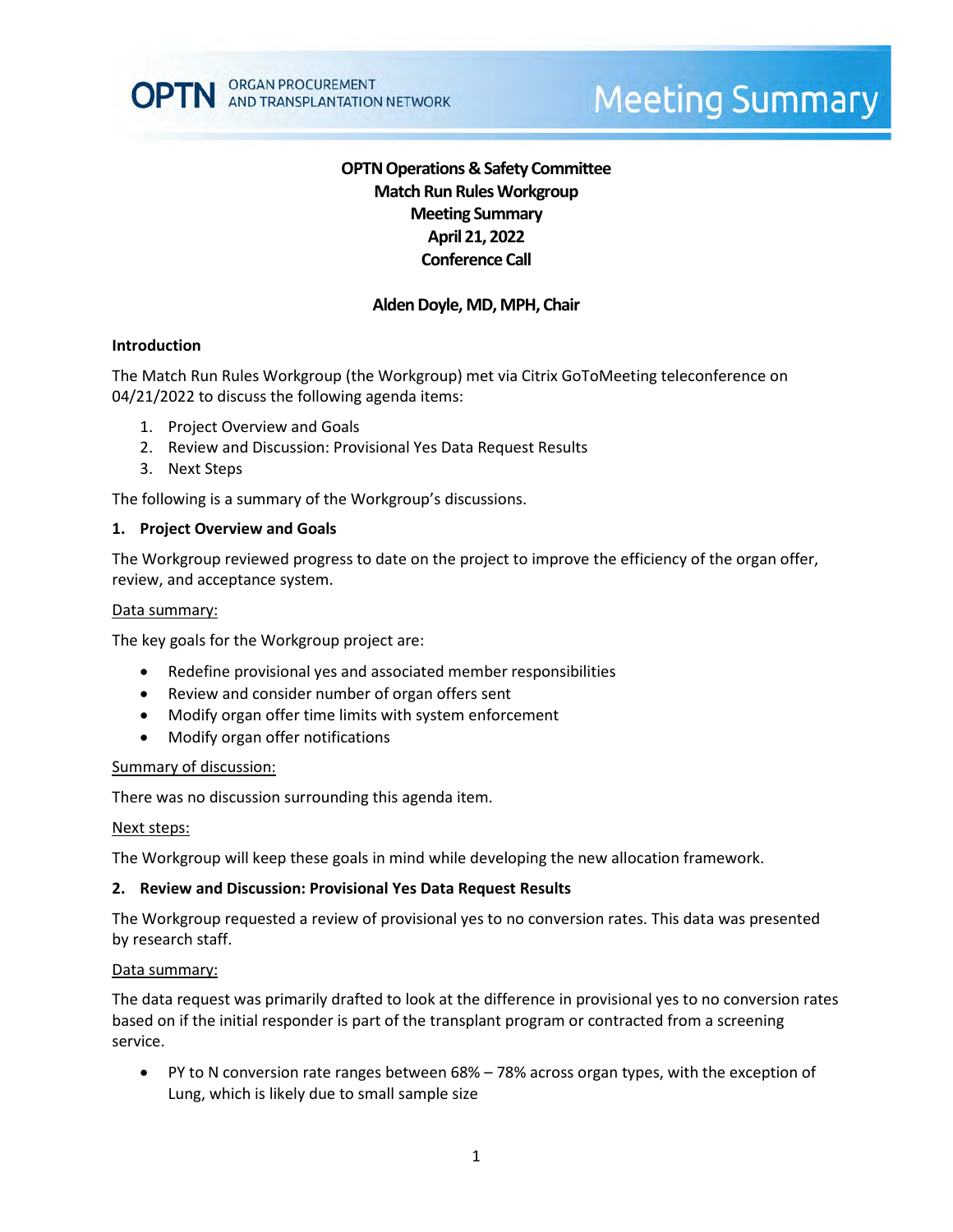# OPTN Operations & Safety Committee
## Match Run Rules Workgroup
## Meeting Summary
## April 21, 2022
## Conference Call

**Alden Doyle, MD, MPH, Chair**

### Introduction

The Match Run Rules Workgroup (the Workgroup) met via Citrix GoToMeeting teleconference on 04/21/2022 to discuss the following agenda items:

1. Project Overview and Goals
2. Review and Discussion: Provisional Yes Data Request Results
3. Next Steps

The following is a summary of the Workgroup's discussions.

### 1. Project Overview and Goals

The Workgroup reviewed progress to date on the project to improve the efficiency of the organ offer, review, and acceptance system.

Data summary:

The key goals for the Workgroup project are:

- Redefine provisional yes and associated member responsibilities
- Review and consider number of organ offers sent
- Modify organ offer time limits with system enforcement
- Modify organ offer notifications

Summary of discussion:

There was no discussion surrounding this agenda item.

Next steps:

The Workgroup will keep these goals in mind while developing the new allocation framework.

### 2. Review and Discussion: Provisional Yes Data Request Results

The Workgroup requested a review of provisional yes to no conversion rates. This data was presented by research staff.

Data summary:

The data request was primarily drafted to look at the difference in provisional yes to no conversion rates based on if the initial responder is part of the transplant program or contracted from a screening service.

- PY to N conversion rate ranges between 68% – 78% across organ types, with the exception of Lung, which is likely due to small sample size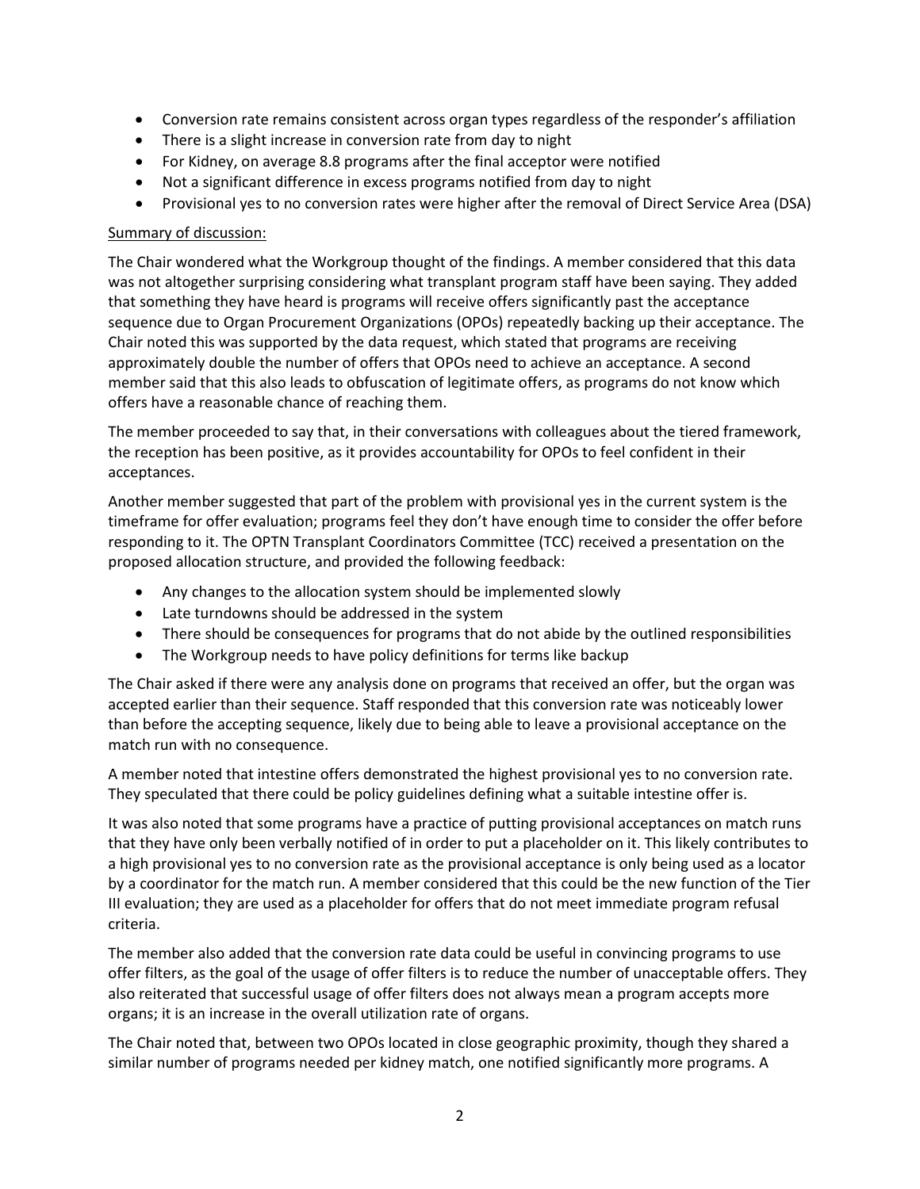- Conversion rate remains consistent across organ types regardless of the responder's affiliation
- There is a slight increase in conversion rate from day to night
- For Kidney, on average 8.8 programs after the final acceptor were notified
- Not a significant difference in excess programs notified from day to night
- Provisional yes to no conversion rates were higher after the removal of Direct Service Area (DSA)

Summary of discussion:

The Chair wondered what the Workgroup thought of the findings. A member considered that this data was not altogether surprising considering what transplant program staff have been saying. They added that something they have heard is programs will receive offers significantly past the acceptance sequence due to Organ Procurement Organizations (OPOs) repeatedly backing up their acceptance. The Chair noted this was supported by the data request, which stated that programs are receiving approximately double the number of offers that OPOs need to achieve an acceptance. A second member said that this also leads to obfuscation of legitimate offers, as programs do not know which offers have a reasonable chance of reaching them.

The member proceeded to say that, in their conversations with colleagues about the tiered framework, the reception has been positive, as it provides accountability for OPOs to feel confident in their acceptances.

Another member suggested that part of the problem with provisional yes in the current system is the timeframe for offer evaluation; programs feel they don't have enough time to consider the offer before responding to it. The OPTN Transplant Coordinators Committee (TCC) received a presentation on the proposed allocation structure, and provided the following feedback:

- Any changes to the allocation system should be implemented slowly
- Late turndowns should be addressed in the system
- There should be consequences for programs that do not abide by the outlined responsibilities
- The Workgroup needs to have policy definitions for terms like backup

The Chair asked if there were any analysis done on programs that received an offer, but the organ was accepted earlier than their sequence. Staff responded that this conversion rate was noticeably lower than before the accepting sequence, likely due to being able to leave a provisional acceptance on the match run with no consequence.

A member noted that intestine offers demonstrated the highest provisional yes to no conversion rate. They speculated that there could be policy guidelines defining what a suitable intestine offer is.

It was also noted that some programs have a practice of putting provisional acceptances on match runs that they have only been verbally notified of in order to put a placeholder on it. This likely contributes to a high provisional yes to no conversion rate as the provisional acceptance is only being used as a locator by a coordinator for the match run. A member considered that this could be the new function of the Tier III evaluation; they are used as a placeholder for offers that do not meet immediate program refusal criteria.

The member also added that the conversion rate data could be useful in convincing programs to use offer filters, as the goal of the usage of offer filters is to reduce the number of unacceptable offers. They also reiterated that successful usage of offer filters does not always mean a program accepts more organs; it is an increase in the overall utilization rate of organs.

The Chair noted that, between two OPOs located in close geographic proximity, though they shared a similar number of programs needed per kidney match, one notified significantly more programs. A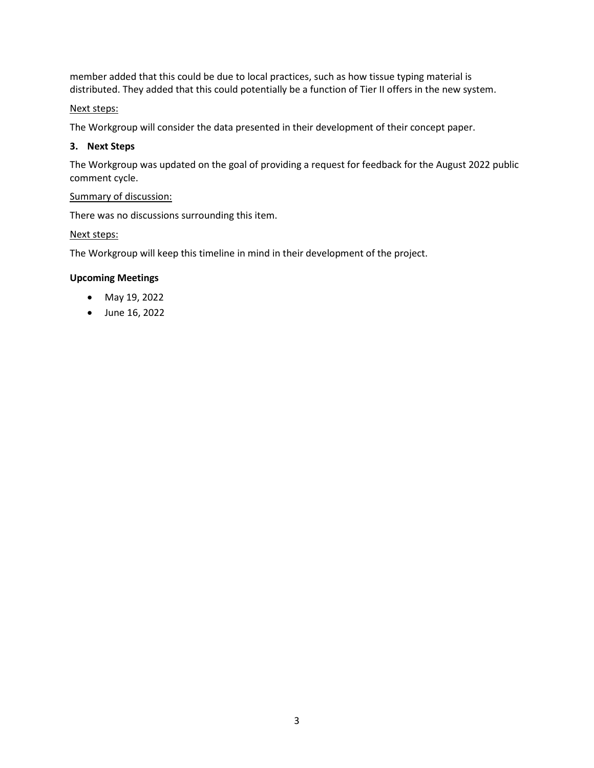member added that this could be due to local practices, such as how tissue typing material is distributed. They added that this could potentially be a function of Tier II offers in the new system.

Next steps:

The Workgroup will consider the data presented in their development of their concept paper.

### 3. Next Steps

The Workgroup was updated on the goal of providing a request for feedback for the August 2022 public comment cycle.

Summary of discussion:

There was no discussions surrounding this item.

Next steps:

The Workgroup will keep this timeline in mind in their development of the project.

### Upcoming Meetings

- May 19, 2022
- June 16, 2022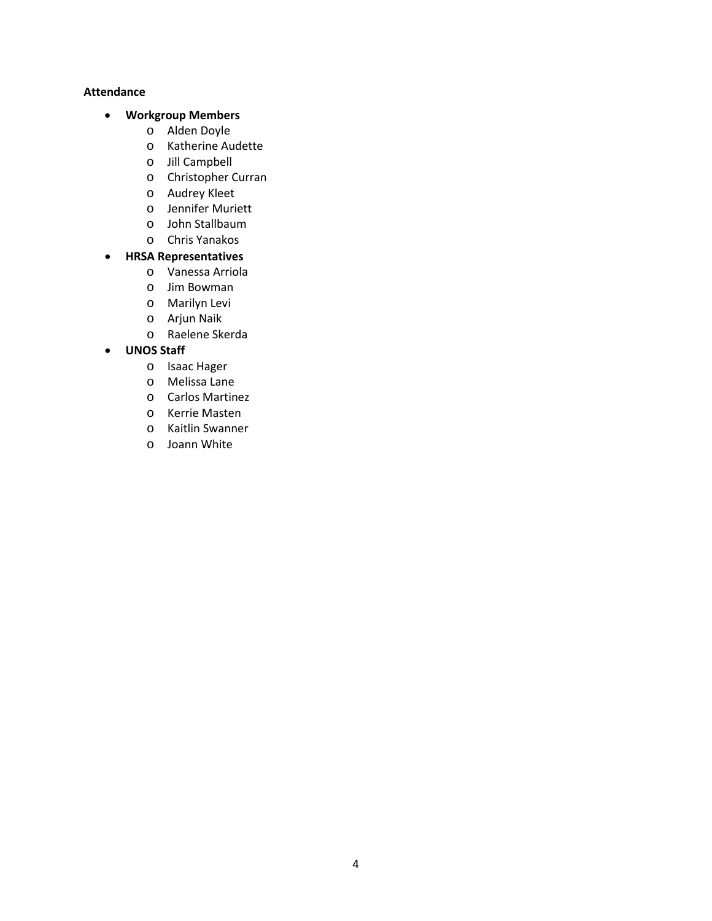**Attendance**

- **Workgroup Members**
  - Alden Doyle
  - Katherine Audette
  - Jill Campbell
  - Christopher Curran
  - Audrey Kleet
  - Jennifer Muriett
  - John Stallbaum
  - Chris Yanakos
- **HRSA Representatives**
  - Vanessa Arriola
  - Jim Bowman
  - Marilyn Levi
  - Arjun Naik
  - Raelene Skerda
- **UNOS Staff**
  - Isaac Hager
  - Melissa Lane
  - Carlos Martinez
  - Kerrie Masten
  - Kaitlin Swanner
  - Joann White